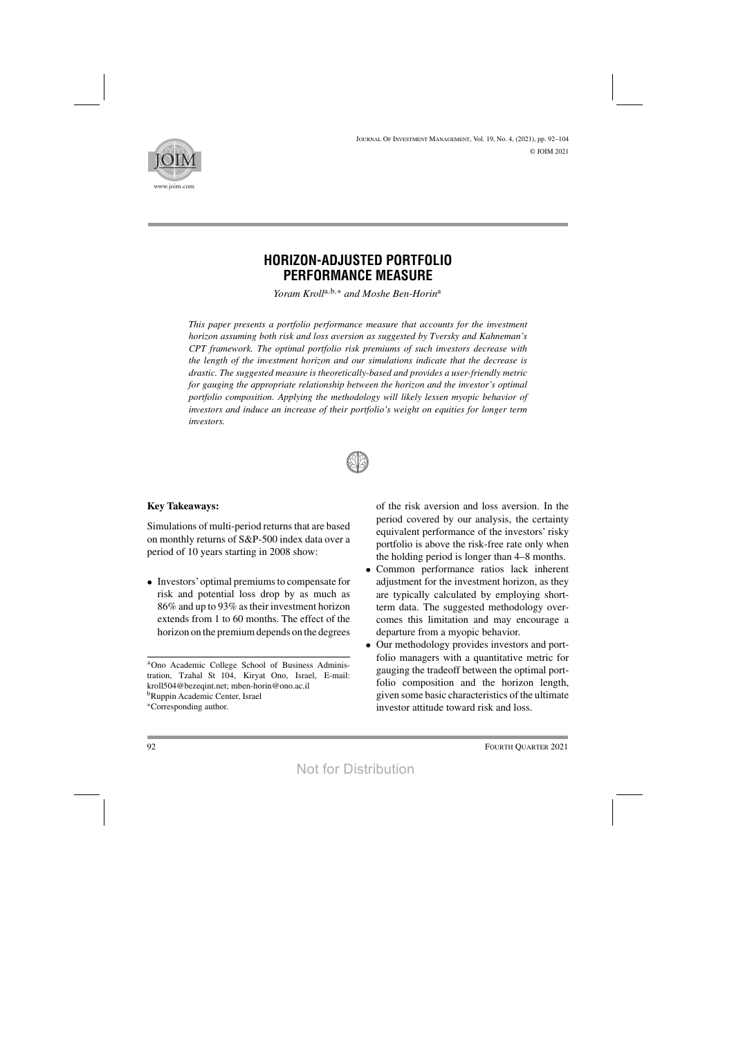# HORIZON-ADJUSTED PORTFOLIO PERFORMANCE MEASURE

*Yoram Kroll*[a,b,*] *and Moshe Ben-Horin*[a]

*This paper presents a portfolio performance measure that accounts for the investment horizon assuming both risk and loss aversion as suggested by Tversky and Kahneman's CPT framework. The optimal portfolio risk premiums of such investors decrease with the length of the investment horizon and our simulations indicate that the decrease is drastic. The suggested measure is theoretically-based and provides a user-friendly metric for gauging the appropriate relationship between the horizon and the investor's optimal portfolio composition. Applying the methodology will likely lessen myopic behavior of investors and induce an increase of their portfolio's weight on equities for longer term investors.*

**Key Takeaways:**

Simulations of multi-period returns that are based on monthly returns of S&P-500 index data over a period of 10 years starting in 2008 show:

- Investors' optimal premiums to compensate for risk and potential loss drop by as much as 86% and up to 93% as their investment horizon extends from 1 to 60 months. The effect of the horizon on the premium depends on the degrees of the risk aversion and loss aversion. In the period covered by our analysis, the certainty equivalent performance of the investors' risky portfolio is above the risk-free rate only when the holding period is longer than 4–8 months.
- Common performance ratios lack inherent adjustment for the investment horizon, as they are typically calculated by employing short-term data. The suggested methodology overcomes this limitation and may encourage a departure from a myopic behavior.
- Our methodology provides investors and portfolio managers with a quantitative metric for gauging the tradeoff between the optimal portfolio composition and the horizon length, given some basic characteristics of the ultimate investor attitude toward risk and loss.

---

[a]Ono Academic College School of Business Administration, Tzahal St 104, Kiryat Ono, Israel, E-mail: kroll504@bezeqint.net; mben-horin@ono.ac.il

[b]Ruppin Academic Center, Israel

[*]Corresponding author.

Not for Distribution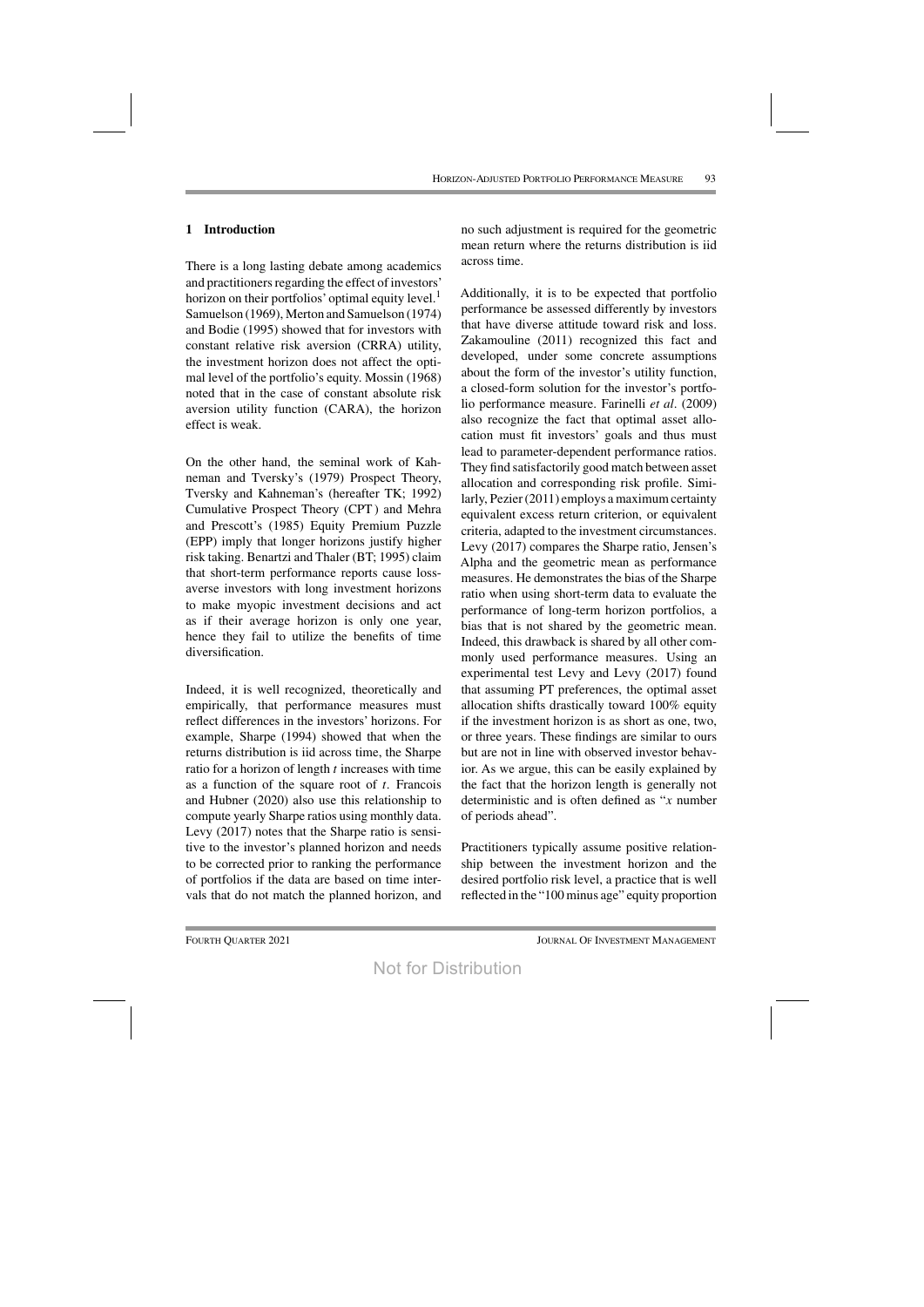## 1 Introduction

There is a long lasting debate among academics and practitioners regarding the effect of investors' horizon on their portfolios' optimal equity level.[1] Samuelson (1969), Merton and Samuelson (1974) and Bodie (1995) showed that for investors with constant relative risk aversion (CRRA) utility, the investment horizon does not affect the optimal level of the portfolio's equity. Mossin (1968) noted that in the case of constant absolute risk aversion utility function (CARA), the horizon effect is weak.

On the other hand, the seminal work of Kahneman and Tversky's (1979) Prospect Theory, Tversky and Kahneman's (hereafter TK; 1992) Cumulative Prospect Theory (CPT) and Mehra and Prescott's (1985) Equity Premium Puzzle (EPP) imply that longer horizons justify higher risk taking. Benartzi and Thaler (BT; 1995) claim that short-term performance reports cause loss-averse investors with long investment horizons to make myopic investment decisions and act as if their average horizon is only one year, hence they fail to utilize the benefits of time diversification.

Indeed, it is well recognized, theoretically and empirically, that performance measures must reflect differences in the investors' horizons. For example, Sharpe (1994) showed that when the returns distribution is iid across time, the Sharpe ratio for a horizon of length $t$ increases with time as a function of the square root of $t$. Francois and Hubner (2020) also use this relationship to compute yearly Sharpe ratios using monthly data. Levy (2017) notes that the Sharpe ratio is sensitive to the investor's planned horizon and needs to be corrected prior to ranking the performance of portfolios if the data are based on time intervals that do not match the planned horizon, and no such adjustment is required for the geometric mean return where the returns distribution is iid across time.

Additionally, it is to be expected that portfolio performance be assessed differently by investors that have diverse attitude toward risk and loss. Zakamouline (2011) recognized this fact and developed, under some concrete assumptions about the form of the investor's utility function, a closed-form solution for the investor's portfolio performance measure. Farinelli *et al*. (2009) also recognize the fact that optimal asset allocation must fit investors' goals and thus must lead to parameter-dependent performance ratios. They find satisfactorily good match between asset allocation and corresponding risk profile. Similarly, Pezier (2011) employs a maximum certainty equivalent excess return criterion, or equivalent criteria, adapted to the investment circumstances. Levy (2017) compares the Sharpe ratio, Jensen's Alpha and the geometric mean as performance measures. He demonstrates the bias of the Sharpe ratio when using short-term data to evaluate the performance of long-term horizon portfolios, a bias that is not shared by the geometric mean. Indeed, this drawback is shared by all other commonly used performance measures. Using an experimental test Levy and Levy (2017) found that assuming PT preferences, the optimal asset allocation shifts drastically toward 100% equity if the investment horizon is as short as one, two, or three years. These findings are similar to ours but are not in line with observed investor behavior. As we argue, this can be easily explained by the fact that the horizon length is generally not deterministic and is often defined as "$x$ number of periods ahead".

Practitioners typically assume positive relationship between the investment horizon and the desired portfolio risk level, a practice that is well reflected in the "100 minus age" equity proportion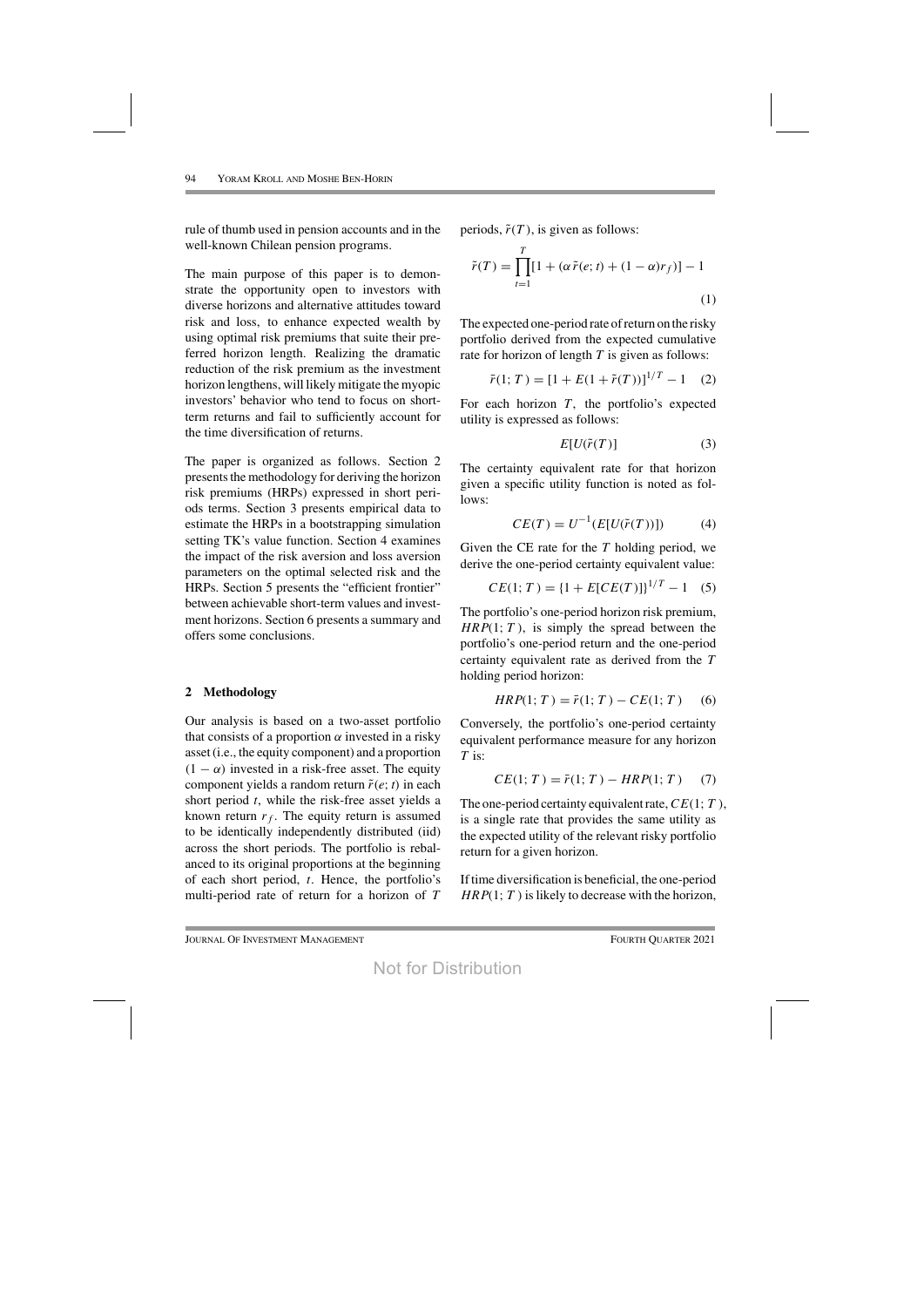rule of thumb used in pension accounts and in the well-known Chilean pension programs.

The main purpose of this paper is to demonstrate the opportunity open to investors with diverse horizons and alternative attitudes toward risk and loss, to enhance expected wealth by using optimal risk premiums that suite their preferred horizon length. Realizing the dramatic reduction of the risk premium as the investment horizon lengthens, will likely mitigate the myopic investors' behavior who tend to focus on short-term returns and fail to sufficiently account for the time diversification of returns.

The paper is organized as follows. Section 2 presents the methodology for deriving the horizon risk premiums (HRPs) expressed in short periods terms. Section 3 presents empirical data to estimate the HRPs in a bootstrapping simulation setting TK's value function. Section 4 examines the impact of the risk aversion and loss aversion parameters on the optimal selected risk and the HRPs. Section 5 presents the "efficient frontier" between achievable short-term values and investment horizons. Section 6 presents a summary and offers some conclusions.

## 2 Methodology

Our analysis is based on a two-asset portfolio that consists of a proportion $\alpha$ invested in a risky asset (i.e., the equity component) and a proportion $(1 - \alpha)$ invested in a risk-free asset. The equity component yields a random return $\tilde{r}(e; t)$ in each short period $t$, while the risk-free asset yields a known return $r_f$. The equity return is assumed to be identically independently distributed (iid) across the short periods. The portfolio is rebalanced to its original proportions at the beginning of each short period, $t$. Hence, the portfolio's multi-period rate of return for a horizon of $T$ periods, $\tilde{r}(T)$, is given as follows:

$$\tilde{r}(T) = \prod_{t=1}^{T}[1 + (\alpha\,\tilde{r}(e; t) + (1 - \alpha)r_f)] - 1 \tag{1}$$

The expected one-period rate of return on the risky portfolio derived from the expected cumulative rate for horizon of length $T$ is given as follows:

$$\bar{r}(1; T) = [1 + E(1 + \tilde{r}(T))]^{1/T} - 1 \tag{2}$$

For each horizon $T$, the portfolio's expected utility is expressed as follows:

$$E[U(\tilde{r}(T)] \tag{3}$$

The certainty equivalent rate for that horizon given a specific utility function is noted as follows:

$$CE(T) = U^{-1}(E[U(\tilde{r}(T))]) \tag{4}$$

Given the CE rate for the $T$ holding period, we derive the one-period certainty equivalent value:

$$CE(1; T) = \{1 + E[CE(T)]\}^{1/T} - 1 \tag{5}$$

The portfolio's one-period horizon risk premium, $HRP(1; T)$, is simply the spread between the portfolio's one-period return and the one-period certainty equivalent rate as derived from the $T$ holding period horizon:

$$HRP(1; T) = \bar{r}(1; T) - CE(1; T) \tag{6}$$

Conversely, the portfolio's one-period certainty equivalent performance measure for any horizon $T$ is:

$$CE(1; T) = \bar{r}(1; T) - HRP(1; T) \tag{7}$$

The one-period certainty equivalent rate, $CE(1; T)$, is a single rate that provides the same utility as the expected utility of the relevant risky portfolio return for a given horizon.

If time diversification is beneficial, the one-period $HRP(1; T)$ is likely to decrease with the horizon,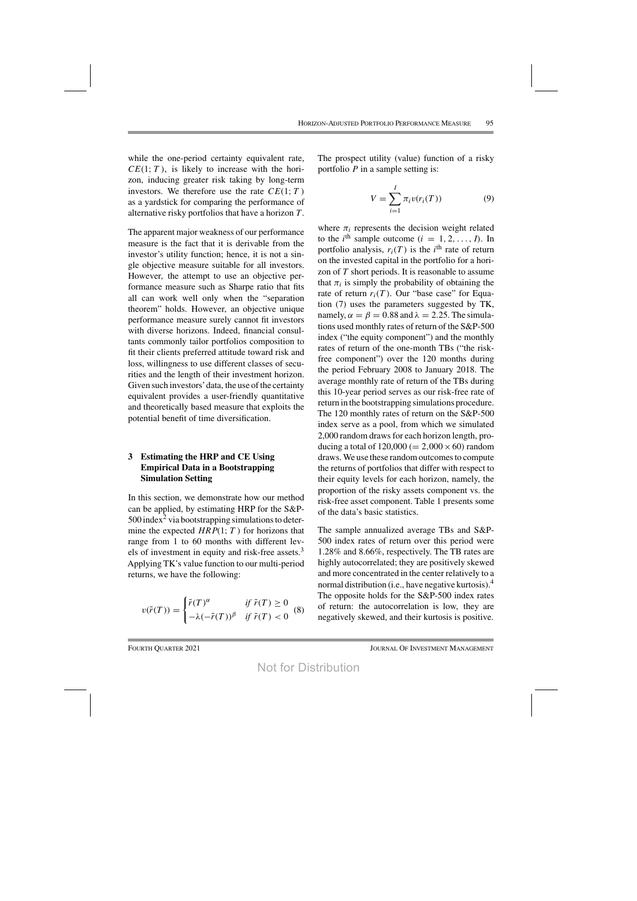while the one-period certainty equivalent rate, $CE(1;T)$, is likely to increase with the horizon, inducing greater risk taking by long-term investors. We therefore use the rate $CE(1;T)$ as a yardstick for comparing the performance of alternative risky portfolios that have a horizon $T$.

The apparent major weakness of our performance measure is the fact that it is derivable from the investor's utility function; hence, it is not a single objective measure suitable for all investors. However, the attempt to use an objective performance measure such as Sharpe ratio that fits all can work well only when the "separation theorem" holds. However, an objective unique performance measure surely cannot fit investors with diverse horizons. Indeed, financial consultants commonly tailor portfolios composition to fit their clients preferred attitude toward risk and loss, willingness to use different classes of securities and the length of their investment horizon. Given such investors' data, the use of the certainty equivalent provides a user-friendly quantitative and theoretically based measure that exploits the potential benefit of time diversification.

## 3 Estimating the HRP and CE Using Empirical Data in a Bootstrapping Simulation Setting

In this section, we demonstrate how our method can be applied, by estimating HRP for the S&P-500 index[2] via bootstrapping simulations to determine the expected $HRP(1;T)$ for horizons that range from 1 to 60 months with different levels of investment in equity and risk-free assets.[3] Applying TK's value function to our multi-period returns, we have the following:

$$v(\tilde{r}(T)) = \begin{cases} \tilde{r}(T)^{\alpha} & \text{if } \tilde{r}(T) \geq 0 \\ -\lambda(-\tilde{r}(T))^{\beta} & \text{if } \tilde{r}(T) < 0 \end{cases} \quad (8)$$

The prospect utility (value) function of a risky portfolio $P$ in a sample setting is:

$$V = \sum_{i=1}^{I} \pi_i v(r_i(T)) \quad (9)$$

where $\pi_i$ represents the decision weight related to the $i^{\text{th}}$ sample outcome ($i = 1, 2, \ldots, I$). In portfolio analysis, $r_i(T)$ is the $i^{\text{th}}$ rate of return on the invested capital in the portfolio for a horizon of $T$ short periods. It is reasonable to assume that $\pi_i$ is simply the probability of obtaining the rate of return $r_i(T)$. Our "base case" for Equation (7) uses the parameters suggested by TK, namely, $\alpha = \beta = 0.88$ and $\lambda = 2.25$. The simulations used monthly rates of return of the S&P-500 index ("the equity component") and the monthly rates of return of the one-month TBs ("the risk-free component") over the 120 months during the period February 2008 to January 2018. The average monthly rate of return of the TBs during this 10-year period serves as our risk-free rate of return in the bootstrapping simulations procedure. The 120 monthly rates of return on the S&P-500 index serve as a pool, from which we simulated 2,000 random draws for each horizon length, producing a total of 120,000 ($= 2{,}000 \times 60$) random draws. We use these random outcomes to compute the returns of portfolios that differ with respect to their equity levels for each horizon, namely, the proportion of the risky assets component vs. the risk-free asset component. Table 1 presents some of the data's basic statistics.

The sample annualized average TBs and S&P-500 index rates of return over this period were 1.28% and 8.66%, respectively. The TB rates are highly autocorrelated; they are positively skewed and more concentrated in the center relatively to a normal distribution (i.e., have negative kurtosis).[4] The opposite holds for the S&P-500 index rates of return: the autocorrelation is low, they are negatively skewed, and their kurtosis is positive.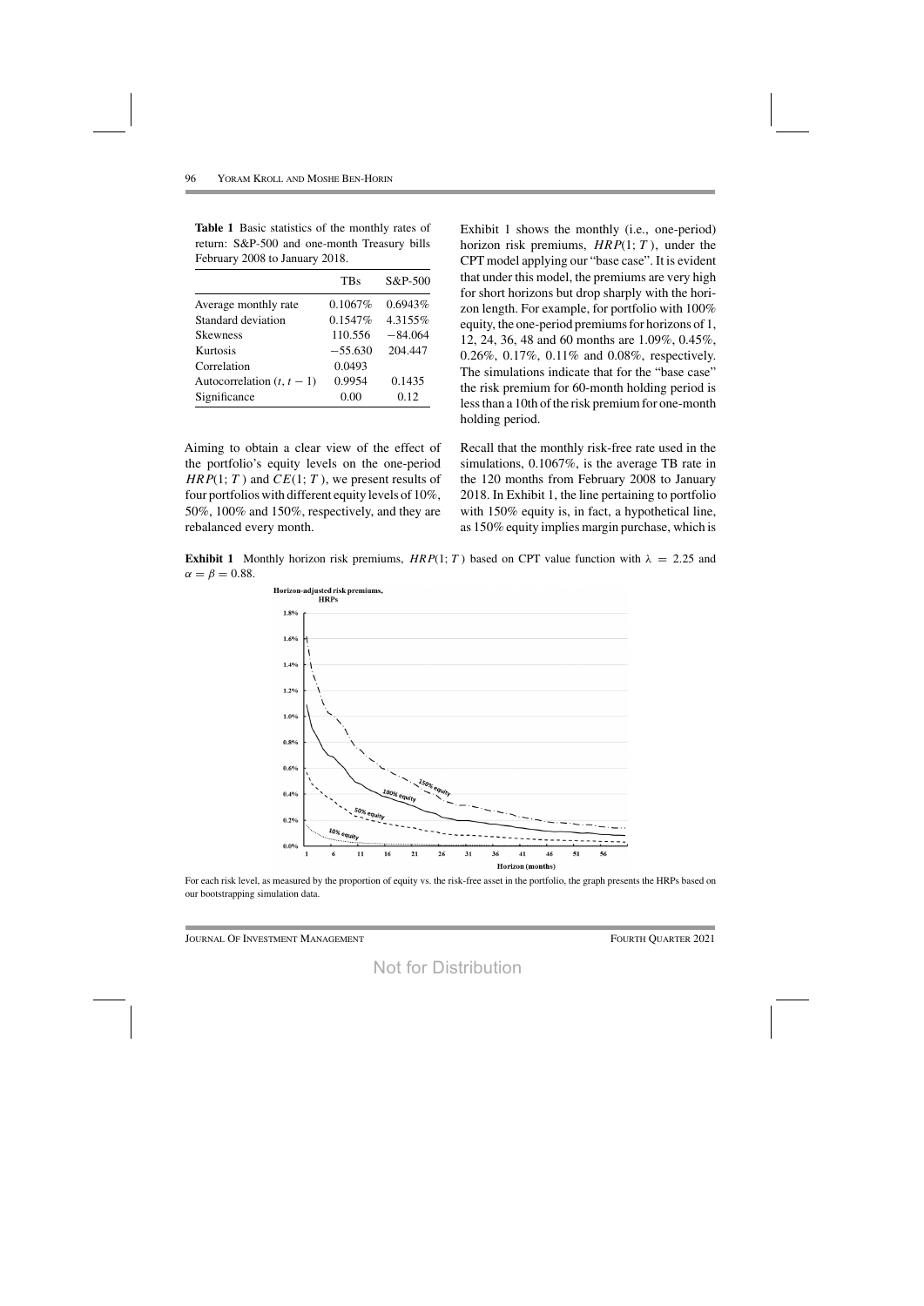**Table 1** Basic statistics of the monthly rates of return: S&P-500 and one-month Treasury bills February 2008 to January 2018.

| | TBs | S&P-500 |
|---|---|---|
| Average monthly rate | 0.1067% | 0.6943% |
| Standard deviation | 0.1547% | 4.3155% |
| Skewness | 110.556 | −84.064 |
| Kurtosis | −55.630 | 204.447 |
| Correlation | 0.0493 | |
| Autocorrelation $(t, t-1)$ | 0.9954 | 0.1435 |
| Significance | 0.00 | 0.12 |

Aiming to obtain a clear view of the effect of the portfolio's equity levels on the one-period $HRP(1; T)$ and $CE(1; T)$, we present results of four portfolios with different equity levels of 10%, 50%, 100% and 150%, respectively, and they are rebalanced every month.

Exhibit 1 shows the monthly (i.e., one-period) horizon risk premiums, $HRP(1; T)$, under the CPT model applying our "base case". It is evident that under this model, the premiums are very high for short horizons but drop sharply with the horizon length. For example, for portfolio with 100% equity, the one-period premiums for horizons of 1, 12, 24, 36, 48 and 60 months are 1.09%, 0.45%, 0.26%, 0.17%, 0.11% and 0.08%, respectively. The simulations indicate that for the "base case" the risk premium for 60-month holding period is less than a 10th of the risk premium for one-month holding period.

Recall that the monthly risk-free rate used in the simulations, 0.1067%, is the average TB rate in the 120 months from February 2008 to January 2018. In Exhibit 1, the line pertaining to portfolio with 150% equity is, in fact, a hypothetical line, as 150% equity implies margin purchase, which is

**Exhibit 1** Monthly horizon risk premiums, $HRP(1; T)$ based on CPT value function with $\lambda = 2.25$ and $\alpha = \beta = 0.88$.

For each risk level, as measured by the proportion of equity vs. the risk-free asset in the portfolio, the graph presents the HRPs based on our bootstrapping simulation data.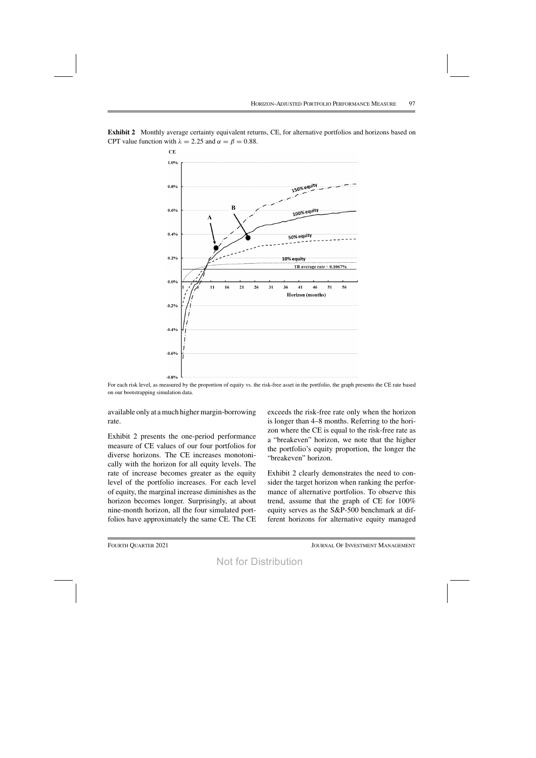**Exhibit 2** Monthly average certainty equivalent returns, CE, for alternative portfolios and horizons based on CPT value function with $\lambda = 2.25$ and $\alpha = \beta = 0.88$.

For each risk level, as measured by the proportion of equity vs. the risk-free asset in the portfolio, the graph presents the CE rate based on our bootstrapping simulation data.

available only at a much higher margin-borrowing rate.

Exhibit 2 presents the one-period performance measure of CE values of our four portfolios for diverse horizons. The CE increases monotonically with the horizon for all equity levels. The rate of increase becomes greater as the equity level of the portfolio increases. For each level of equity, the marginal increase diminishes as the horizon becomes longer. Surprisingly, at about nine-month horizon, all the four simulated portfolios have approximately the same CE. The CE exceeds the risk-free rate only when the horizon is longer than 4–8 months. Referring to the horizon where the CE is equal to the risk-free rate as a "breakeven" horizon, we note that the higher the portfolio's equity proportion, the longer the "breakeven" horizon.

Exhibit 2 clearly demonstrates the need to consider the target horizon when ranking the performance of alternative portfolios. To observe this trend, assume that the graph of CE for 100% equity serves as the S&P-500 benchmark at different horizons for alternative equity managed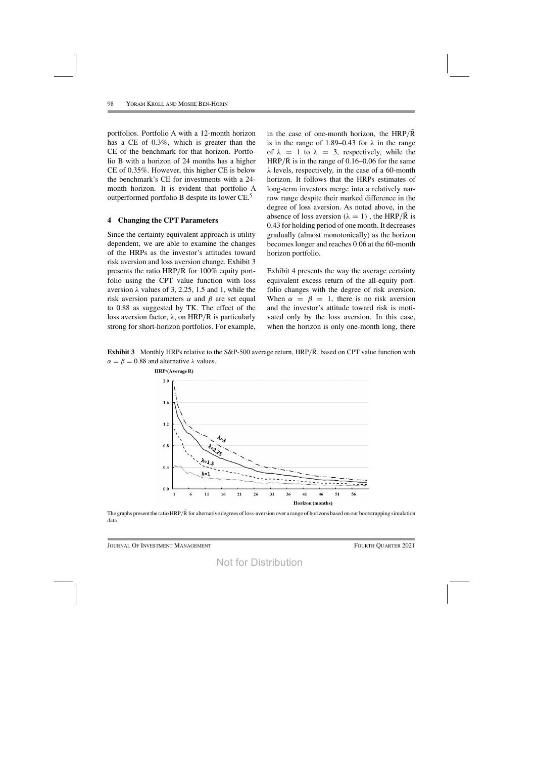portfolios. Portfolio A with a 12-month horizon has a CE of 0.3%, which is greater than the CE of the benchmark for that horizon. Portfolio B with a horizon of 24 months has a higher CE of 0.35%. However, this higher CE is below the benchmark's CE for investments with a 24-month horizon. It is evident that portfolio A outperformed portfolio B despite its lower CE.[5]

## 4 Changing the CPT Parameters

Since the certainty equivalent approach is utility dependent, we are able to examine the changes of the HRPs as the investor's attitudes toward risk aversion and loss aversion change. Exhibit 3 presents the ratio $\mathrm{HRP}/\bar{\mathrm{R}}$ for 100% equity portfolio using the CPT value function with loss aversion $\lambda$ values of 3, 2.25, 1.5 and 1, while the risk aversion parameters $\alpha$ and $\beta$ are set equal to 0.88 as suggested by TK. The effect of the loss aversion factor, $\lambda$, on $\mathrm{HRP}/\bar{\mathrm{R}}$ is particularly strong for short-horizon portfolios. For example, in the case of one-month horizon, the $\mathrm{HRP}/\bar{\mathrm{R}}$ is in the range of 1.89–0.43 for $\lambda$ in the range of $\lambda = 1$ to $\lambda = 3$, respectively, while the $\mathrm{HRP}/\bar{\mathrm{R}}$ is in the range of 0.16–0.06 for the same $\lambda$ levels, respectively, in the case of a 60-month horizon. It follows that the HRPs estimates of long-term investors merge into a relatively narrow range despite their marked difference in the degree of loss aversion. As noted above, in the absence of loss aversion ($\lambda = 1$), the $\mathrm{HRP}/\bar{\mathrm{R}}$ is 0.43 for holding period of one month. It decreases gradually (almost monotonically) as the horizon becomes longer and reaches 0.06 at the 60-month horizon portfolio.

Exhibit 4 presents the way the average certainty equivalent excess return of the all-equity portfolio changes with the degree of risk aversion. When $\alpha = \beta = 1$, there is no risk aversion and the investor's attitude toward risk is motivated only by the loss aversion. In this case, when the horizon is only one-month long, there

**Exhibit 3** Monthly HRPs relative to the S&P-500 average return, $\mathrm{HRP}/\bar{\mathrm{R}}$, based on CPT value function with $\alpha = \beta = 0.88$ and alternative $\lambda$ values.

The graphs present the ratio $\mathrm{HRP}/\bar{\mathrm{R}}$ for alternative degrees of loss-aversion over a range of horizons based on our bootstrapping simulation data.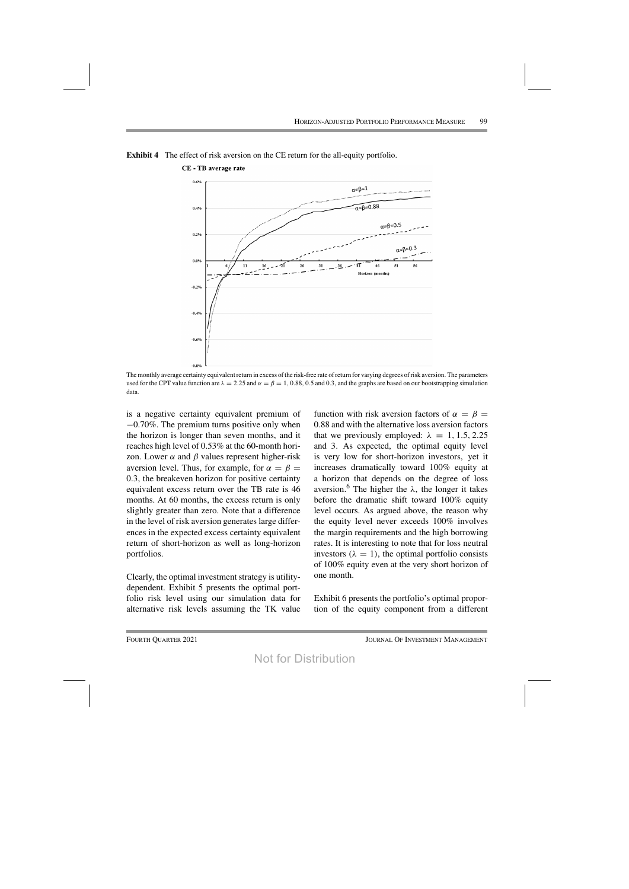**Exhibit 4** The effect of risk aversion on the CE return for the all-equity portfolio.

The monthly average certainty equivalent return in excess of the risk-free rate of return for varying degrees of risk aversion. The parameters used for the CPT value function are $\lambda = 2.25$ and $\alpha = \beta = 1$, 0.88, 0.5 and 0.3, and the graphs are based on our bootstrapping simulation data.

is a negative certainty equivalent premium of −0.70%. The premium turns positive only when the horizon is longer than seven months, and it reaches high level of 0.53% at the 60-month horizon. Lower $\alpha$ and $\beta$ values represent higher-risk aversion level. Thus, for example, for $\alpha = \beta = 0.3$, the breakeven horizon for positive certainty equivalent excess return over the TB rate is 46 months. At 60 months, the excess return is only slightly greater than zero. Note that a difference in the level of risk aversion generates large differences in the expected excess certainty equivalent return of short-horizon as well as long-horizon portfolios.

Clearly, the optimal investment strategy is utility-dependent. Exhibit 5 presents the optimal portfolio risk level using our simulation data for alternative risk levels assuming the TK value function with risk aversion factors of $\alpha = \beta = 0.88$ and with the alternative loss aversion factors that we previously employed: $\lambda = 1, 1.5, 2.25$ and 3. As expected, the optimal equity level is very low for short-horizon investors, yet it increases dramatically toward 100% equity at a horizon that depends on the degree of loss aversion.[6] The higher the $\lambda$, the longer it takes before the dramatic shift toward 100% equity level occurs. As argued above, the reason why the equity level never exceeds 100% involves the margin requirements and the high borrowing rates. It is interesting to note that for loss neutral investors ($\lambda = 1$), the optimal portfolio consists of 100% equity even at the very short horizon of one month.

Exhibit 6 presents the portfolio's optimal proportion of the equity component from a different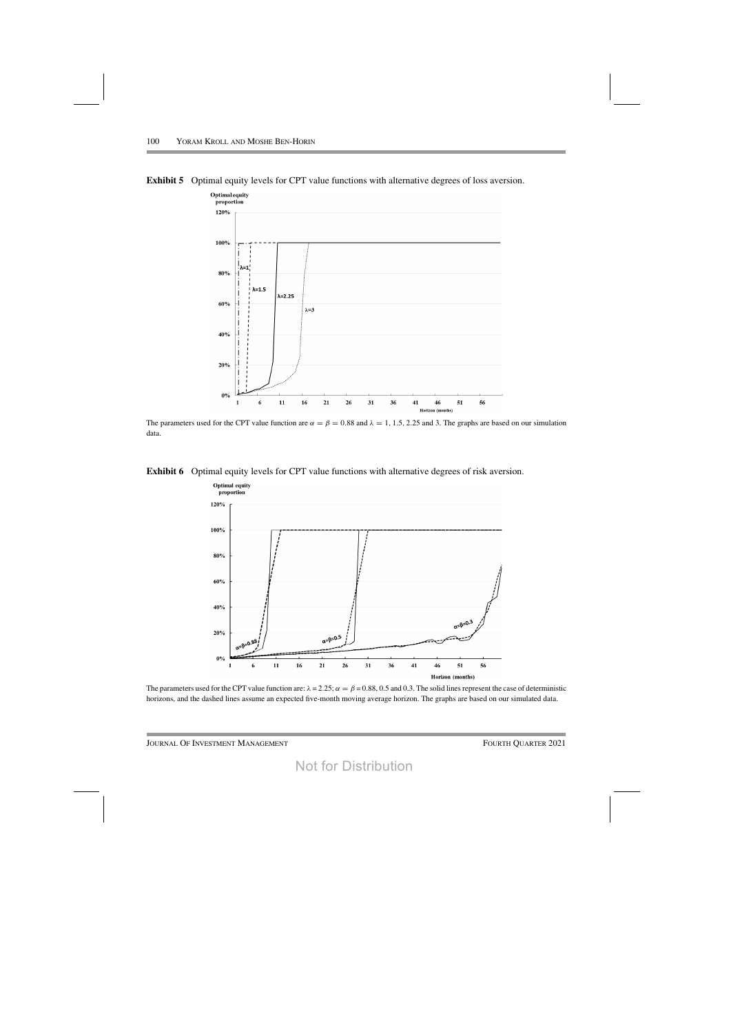**Exhibit 5** Optimal equity levels for CPT value functions with alternative degrees of loss aversion.

The parameters used for the CPT value function are $\alpha = \beta = 0.88$ and $\lambda = 1, 1.5, 2.25$ and 3. The graphs are based on our simulation data.

**Exhibit 6** Optimal equity levels for CPT value functions with alternative degrees of risk aversion.

The parameters used for the CPT value function are: $\lambda = 2.25$; $\alpha = \beta = 0.88, 0.5$ and 0.3. The solid lines represent the case of deterministic horizons, and the dashed lines assume an expected five-month moving average horizon. The graphs are based on our simulated data.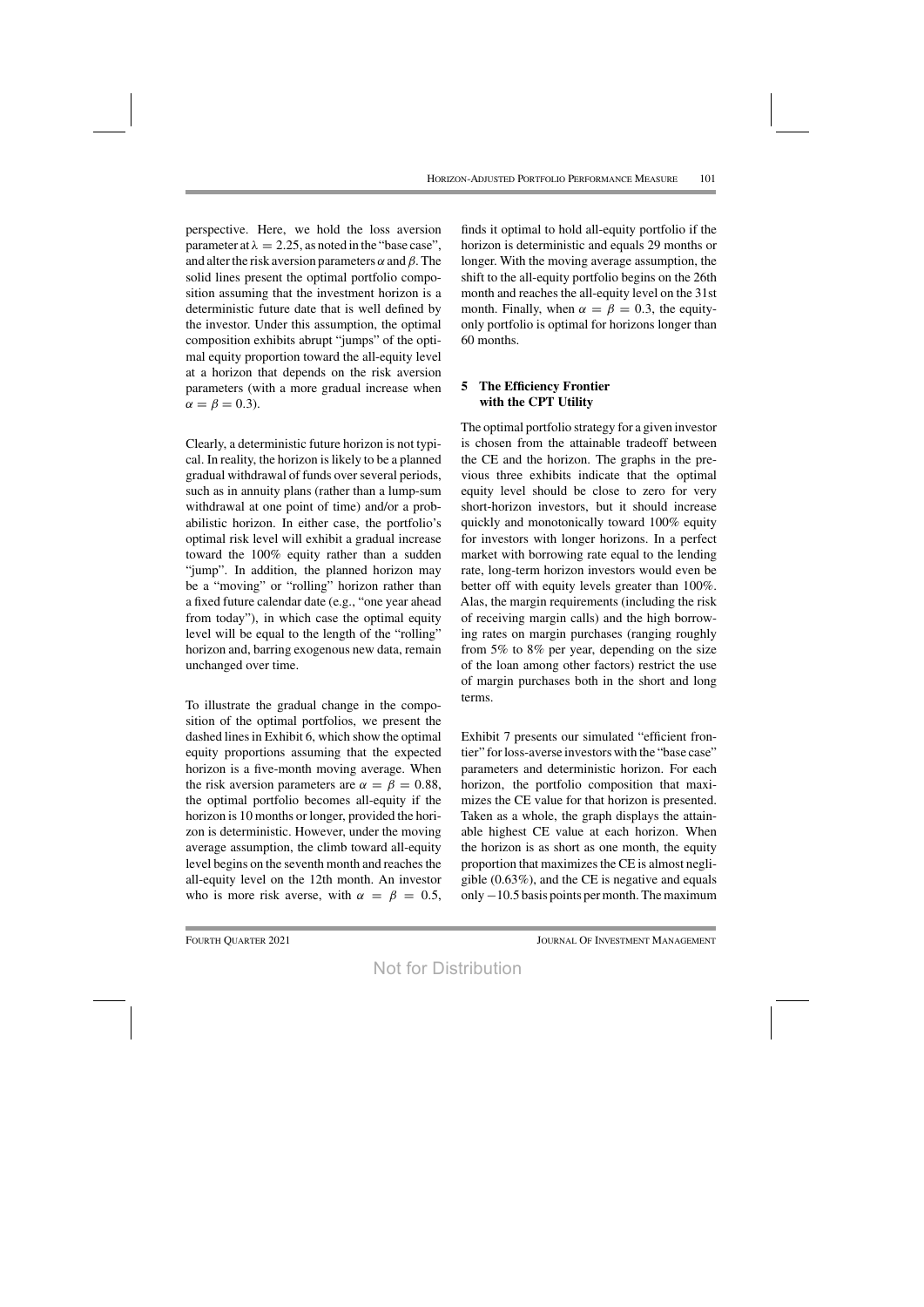perspective. Here, we hold the loss aversion parameter at $\lambda = 2.25$, as noted in the "base case", and alter the risk aversion parameters $\alpha$ and $\beta$. The solid lines present the optimal portfolio composition assuming that the investment horizon is a deterministic future date that is well defined by the investor. Under this assumption, the optimal composition exhibits abrupt "jumps" of the optimal equity proportion toward the all-equity level at a horizon that depends on the risk aversion parameters (with a more gradual increase when $\alpha = \beta = 0.3$).

Clearly, a deterministic future horizon is not typical. In reality, the horizon is likely to be a planned gradual withdrawal of funds over several periods, such as in annuity plans (rather than a lump-sum withdrawal at one point of time) and/or a probabilistic horizon. In either case, the portfolio's optimal risk level will exhibit a gradual increase toward the 100% equity rather than a sudden "jump". In addition, the planned horizon may be a "moving" or "rolling" horizon rather than a fixed future calendar date (e.g., "one year ahead from today"), in which case the optimal equity level will be equal to the length of the "rolling" horizon and, barring exogenous new data, remain unchanged over time.

To illustrate the gradual change in the composition of the optimal portfolios, we present the dashed lines in Exhibit 6, which show the optimal equity proportions assuming that the expected horizon is a five-month moving average. When the risk aversion parameters are $\alpha = \beta = 0.88$, the optimal portfolio becomes all-equity if the horizon is 10 months or longer, provided the horizon is deterministic. However, under the moving average assumption, the climb toward all-equity level begins on the seventh month and reaches the all-equity level on the 12th month. An investor who is more risk averse, with $\alpha = \beta = 0.5$, finds it optimal to hold all-equity portfolio if the horizon is deterministic and equals 29 months or longer. With the moving average assumption, the shift to the all-equity portfolio begins on the 26th month and reaches the all-equity level on the 31st month. Finally, when $\alpha = \beta = 0.3$, the equity-only portfolio is optimal for horizons longer than 60 months.

## 5 The Efficiency Frontier with the CPT Utility

The optimal portfolio strategy for a given investor is chosen from the attainable tradeoff between the CE and the horizon. The graphs in the previous three exhibits indicate that the optimal equity level should be close to zero for very short-horizon investors, but it should increase quickly and monotonically toward 100% equity for investors with longer horizons. In a perfect market with borrowing rate equal to the lending rate, long-term horizon investors would even be better off with equity levels greater than 100%. Alas, the margin requirements (including the risk of receiving margin calls) and the high borrowing rates on margin purchases (ranging roughly from 5% to 8% per year, depending on the size of the loan among other factors) restrict the use of margin purchases both in the short and long terms.

Exhibit 7 presents our simulated "efficient frontier" for loss-averse investors with the "base case" parameters and deterministic horizon. For each horizon, the portfolio composition that maximizes the CE value for that horizon is presented. Taken as a whole, the graph displays the attainable highest CE value at each horizon. When the horizon is as short as one month, the equity proportion that maximizes the CE is almost negligible (0.63%), and the CE is negative and equals only −10.5 basis points per month. The maximum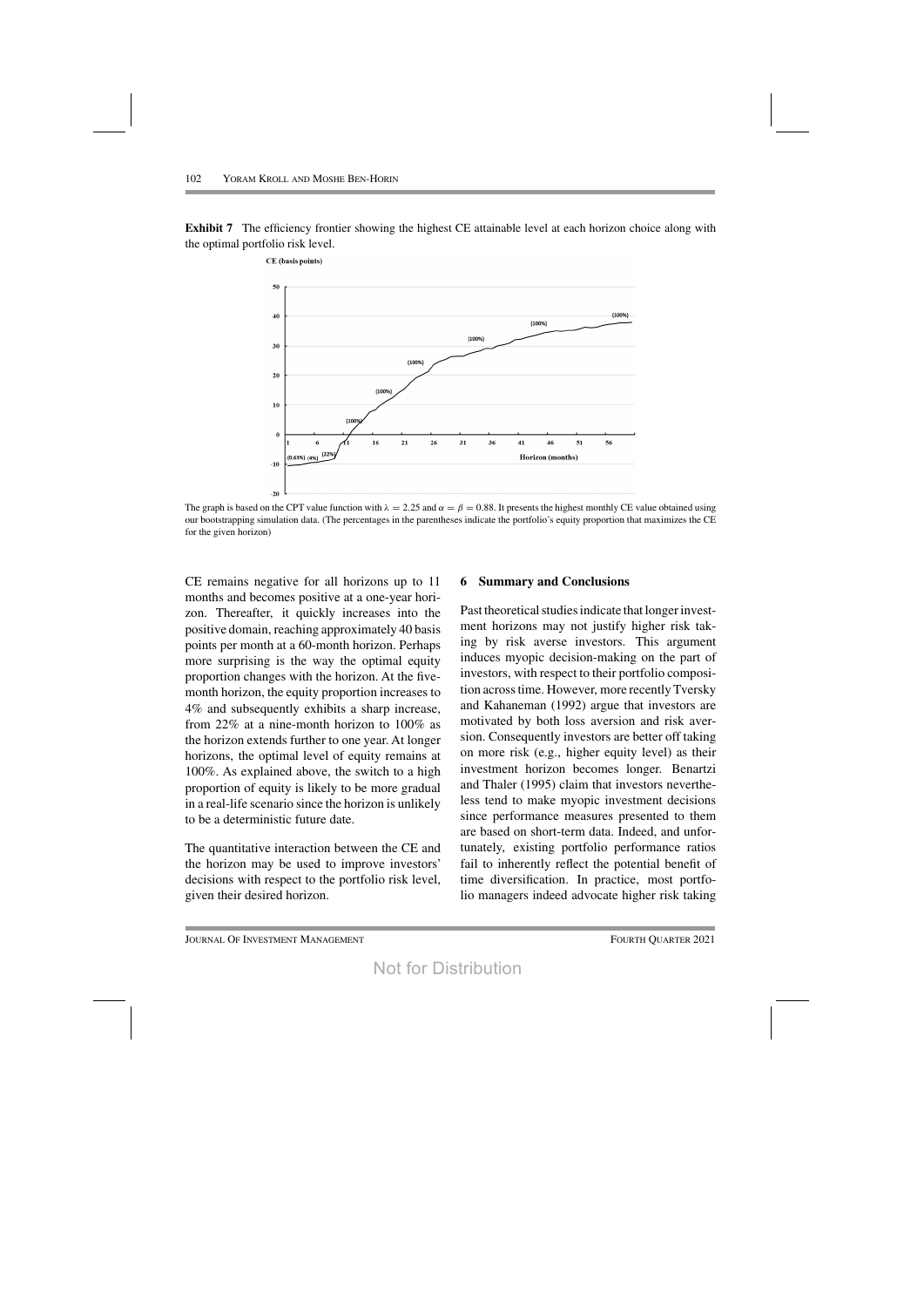**Exhibit 7** The efficiency frontier showing the highest CE attainable level at each horizon choice along with the optimal portfolio risk level.

The graph is based on the CPT value function with $\lambda = 2.25$ and $\alpha = \beta = 0.88$. It presents the highest monthly CE value obtained using our bootstrapping simulation data. (The percentages in the parentheses indicate the portfolio's equity proportion that maximizes the CE for the given horizon)

CE remains negative for all horizons up to 11 months and becomes positive at a one-year horizon. Thereafter, it quickly increases into the positive domain, reaching approximately 40 basis points per month at a 60-month horizon. Perhaps more surprising is the way the optimal equity proportion changes with the horizon. At the five-month horizon, the equity proportion increases to 4% and subsequently exhibits a sharp increase, from 22% at a nine-month horizon to 100% as the horizon extends further to one year. At longer horizons, the optimal level of equity remains at 100%. As explained above, the switch to a high proportion of equity is likely to be more gradual in a real-life scenario since the horizon is unlikely to be a deterministic future date.

The quantitative interaction between the CE and the horizon may be used to improve investors' decisions with respect to the portfolio risk level, given their desired horizon.

## 6 Summary and Conclusions

Past theoretical studies indicate that longer investment horizons may not justify higher risk taking by risk averse investors. This argument induces myopic decision-making on the part of investors, with respect to their portfolio composition across time. However, more recently Tversky and Kahaneman (1992) argue that investors are motivated by both loss aversion and risk aversion. Consequently investors are better off taking on more risk (e.g., higher equity level) as their investment horizon becomes longer. Benartzi and Thaler (1995) claim that investors nevertheless tend to make myopic investment decisions since performance measures presented to them are based on short-term data. Indeed, and unfortunately, existing portfolio performance ratios fail to inherently reflect the potential benefit of time diversification. In practice, most portfolio managers indeed advocate higher risk taking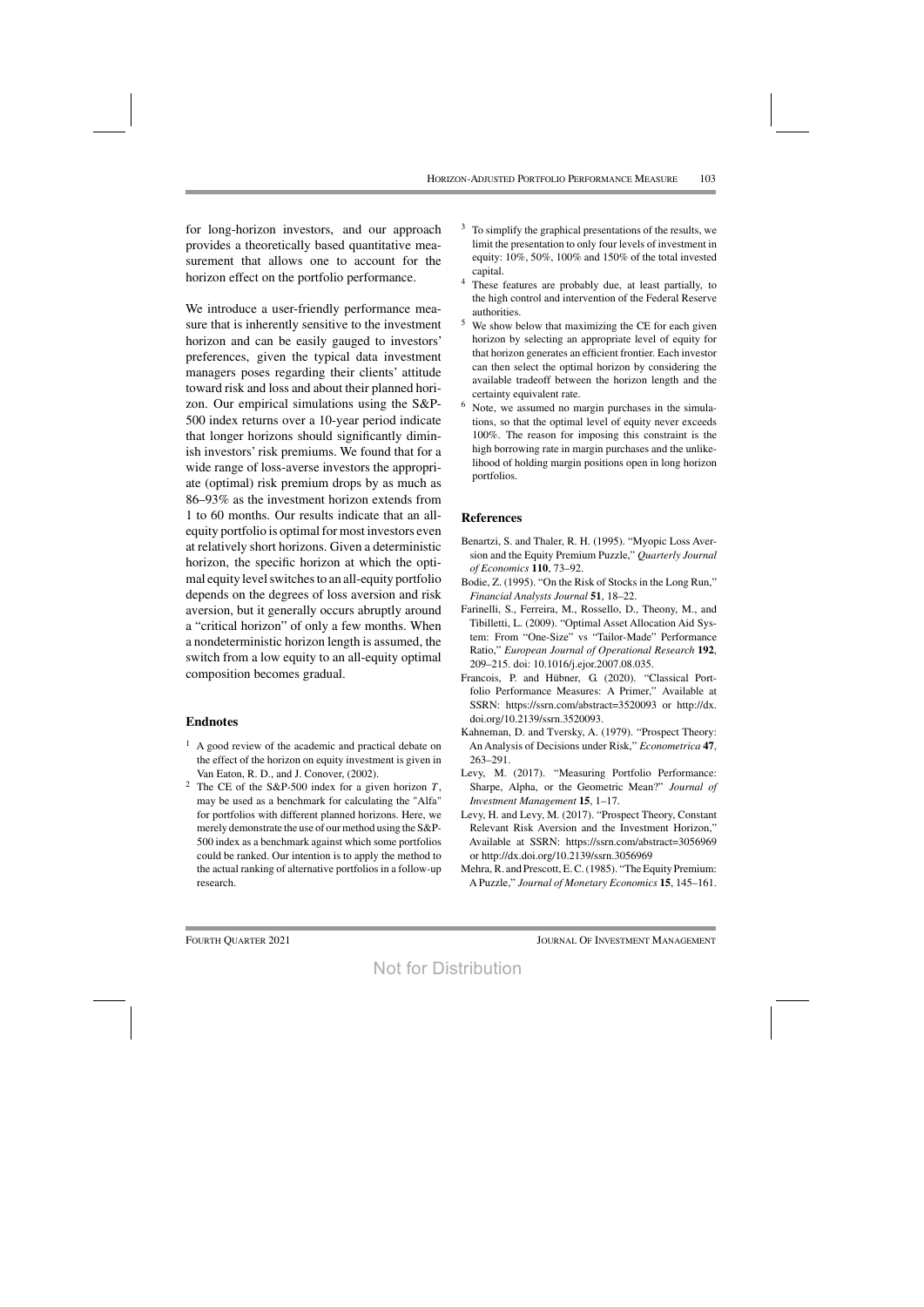for long-horizon investors, and our approach provides a theoretically based quantitative measurement that allows one to account for the horizon effect on the portfolio performance.

We introduce a user-friendly performance measure that is inherently sensitive to the investment horizon and can be easily gauged to investors' preferences, given the typical data investment managers poses regarding their clients' attitude toward risk and loss and about their planned horizon. Our empirical simulations using the S&P-500 index returns over a 10-year period indicate that longer horizons should significantly diminish investors' risk premiums. We found that for a wide range of loss-averse investors the appropriate (optimal) risk premium drops by as much as 86–93% as the investment horizon extends from 1 to 60 months. Our results indicate that an all-equity portfolio is optimal for most investors even at relatively short horizons. Given a deterministic horizon, the specific horizon at which the optimal equity level switches to an all-equity portfolio depends on the degrees of loss aversion and risk aversion, but it generally occurs abruptly around a "critical horizon" of only a few months. When a nondeterministic horizon length is assumed, the switch from a low equity to an all-equity optimal composition becomes gradual.

## Endnotes

[1] A good review of the academic and practical debate on the effect of the horizon on equity investment is given in Van Eaton, R. D., and J. Conover, (2002).

[2] The CE of the S&P-500 index for a given horizon $T$, may be used as a benchmark for calculating the "Alfa" for portfolios with different planned horizons. Here, we merely demonstrate the use of our method using the S&P-500 index as a benchmark against which some portfolios could be ranked. Our intention is to apply the method to the actual ranking of alternative portfolios in a follow-up research.

[3] To simplify the graphical presentations of the results, we limit the presentation to only four levels of investment in equity: 10%, 50%, 100% and 150% of the total invested capital.

[4] These features are probably due, at least partially, to the high control and intervention of the Federal Reserve authorities.

[5] We show below that maximizing the CE for each given horizon by selecting an appropriate level of equity for that horizon generates an efficient frontier. Each investor can then select the optimal horizon by considering the available tradeoff between the horizon length and the certainty equivalent rate.

[6] Note, we assumed no margin purchases in the simulations, so that the optimal level of equity never exceeds 100%. The reason for imposing this constraint is the high borrowing rate in margin purchases and the unlikelihood of holding margin positions open in long horizon portfolios.

## References

Benartzi, S. and Thaler, R. H. (1995). "Myopic Loss Aversion and the Equity Premium Puzzle," *Quarterly Journal of Economics* **110**, 73–92.

Bodie, Z. (1995). "On the Risk of Stocks in the Long Run," *Financial Analysts Journal* **51**, 18–22.

Farinelli, S., Ferreira, M., Rossello, D., Theony, M., and Tibilletti, L. (2009). "Optimal Asset Allocation Aid System: From "One-Size" vs "Tailor-Made" Performance Ratio," *European Journal of Operational Research* **192**, 209–215. doi: 10.1016/j.ejor.2007.08.035.

Francois, P. and Hübner, G. (2020). "Classical Portfolio Performance Measures: A Primer," Available at SSRN: https://ssrn.com/abstract=3520093 or http://dx.doi.org/10.2139/ssrn.3520093.

Kahneman, D. and Tversky, A. (1979). "Prospect Theory: An Analysis of Decisions under Risk," *Econometrica* **47**, 263–291.

Levy, M. (2017). "Measuring Portfolio Performance: Sharpe, Alpha, or the Geometric Mean?" *Journal of Investment Management* **15**, 1–17.

Levy, H. and Levy, M. (2017). "Prospect Theory, Constant Relevant Risk Aversion and the Investment Horizon," Available at SSRN: https://ssrn.com/abstract=3056969 or http://dx.doi.org/10.2139/ssrn.3056969

Mehra, R. and Prescott, E. C. (1985). "The Equity Premium: A Puzzle," *Journal of Monetary Economics* **15**, 145–161.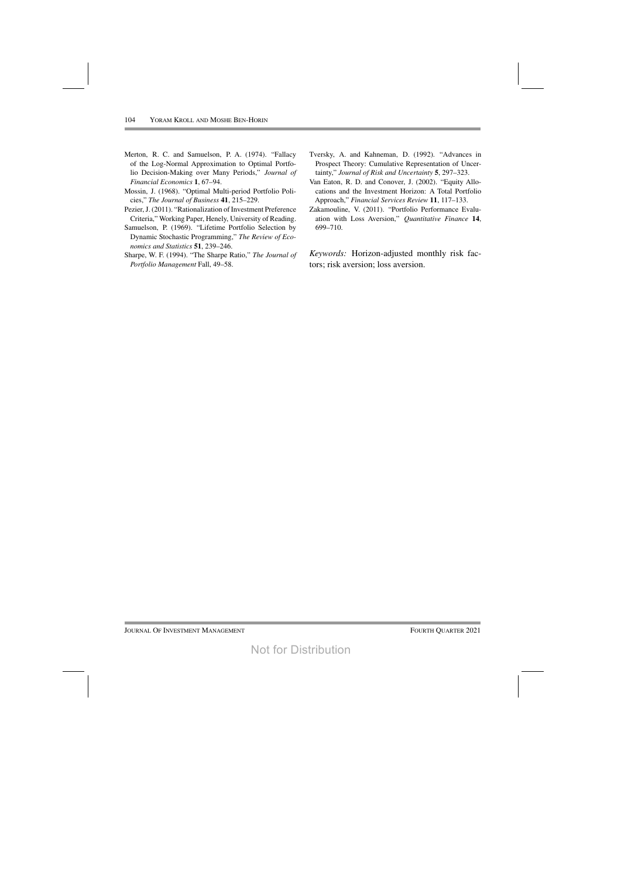Merton, R. C. and Samuelson, P. A. (1974). "Fallacy of the Log-Normal Approximation to Optimal Portfolio Decision-Making over Many Periods," *Journal of Financial Economics* **1**, 67–94.

Mossin, J. (1968). "Optimal Multi-period Portfolio Policies," *The Journal of Business* **41**, 215–229.

Pezier, J. (2011). "Rationalization of Investment Preference Criteria," Working Paper, Henely, University of Reading.

Samuelson, P. (1969). "Lifetime Portfolio Selection by Dynamic Stochastic Programming," *The Review of Economics and Statistics* **51**, 239–246.

Sharpe, W. F. (1994). "The Sharpe Ratio," *The Journal of Portfolio Management* Fall, 49–58.

Tversky, A. and Kahneman, D. (1992). "Advances in Prospect Theory: Cumulative Representation of Uncertainty," *Journal of Risk and Uncertainty* **5**, 297–323.

Van Eaton, R. D. and Conover, J. (2002). "Equity Allocations and the Investment Horizon: A Total Portfolio Approach," *Financial Services Review* **11**, 117–133.

Zakamouline, V. (2011). "Portfolio Performance Evaluation with Loss Aversion," *Quantitative Finance* **14**, 699–710.

*Keywords:* Horizon-adjusted monthly risk factors; risk aversion; loss aversion.